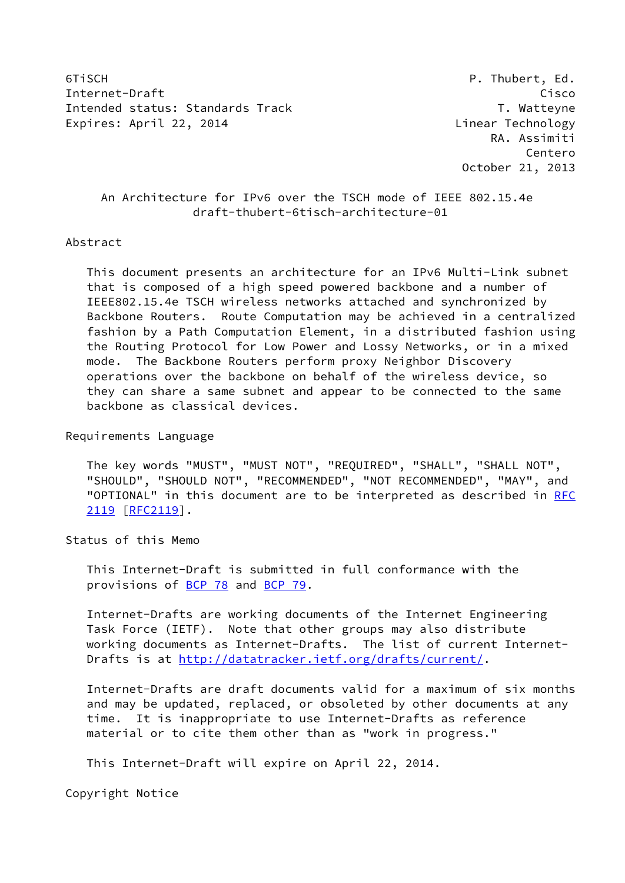6TiSCH P. Thubert, Ed.
Internet-Draft Cisco
Intended status: Standards Track T. Watteyne
Expires: April 22, 2014 Linear Technology
RA. Assimiti
Centero
October 21, 2013

# An Architecture for IPv6 over the TSCH mode of IEEE 802.15.4e
## draft-thubert-6tisch-architecture-01

## Abstract

This document presents an architecture for an IPv6 Multi-Link subnet that is composed of a high speed powered backbone and a number of IEEE802.15.4e TSCH wireless networks attached and synchronized by Backbone Routers. Route Computation may be achieved in a centralized fashion by a Path Computation Element, in a distributed fashion using the Routing Protocol for Low Power and Lossy Networks, or in a mixed mode. The Backbone Routers perform proxy Neighbor Discovery operations over the backbone on behalf of the wireless device, so they can share a same subnet and appear to be connected to the same backbone as classical devices.

## Requirements Language

The key words "MUST", "MUST NOT", "REQUIRED", "SHALL", "SHALL NOT", "SHOULD", "SHOULD NOT", "RECOMMENDED", "NOT RECOMMENDED", "MAY", and "OPTIONAL" in this document are to be interpreted as described in RFC 2119 [RFC2119].

## Status of this Memo

This Internet-Draft is submitted in full conformance with the provisions of BCP 78 and BCP 79.

Internet-Drafts are working documents of the Internet Engineering Task Force (IETF). Note that other groups may also distribute working documents as Internet-Drafts. The list of current Internet-Drafts is at http://datatracker.ietf.org/drafts/current/.

Internet-Drafts are draft documents valid for a maximum of six months and may be updated, replaced, or obsoleted by other documents at any time. It is inappropriate to use Internet-Drafts as reference material or to cite them other than as "work in progress."

This Internet-Draft will expire on April 22, 2014.

## Copyright Notice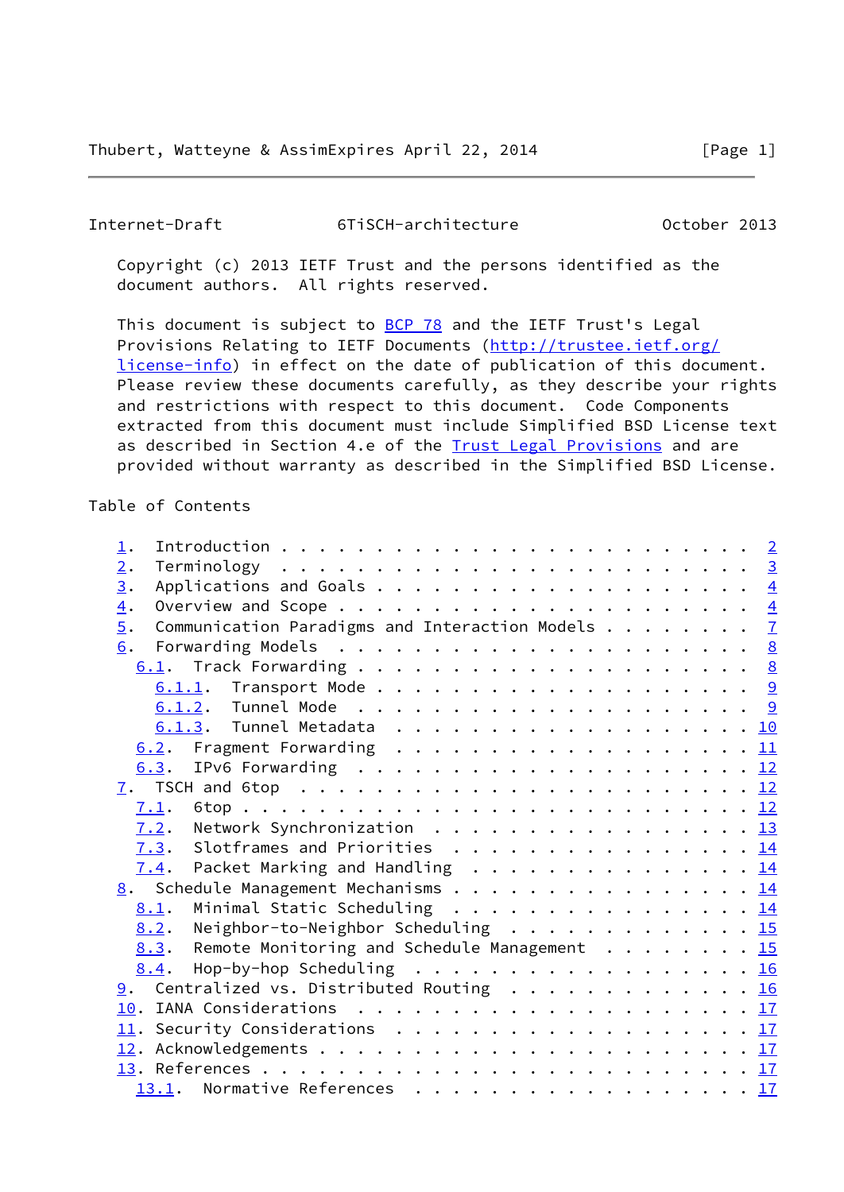Copyright (c) 2013 IETF Trust and the persons identified as the document authors. All rights reserved.

This document is subject to BCP 78 and the IETF Trust's Legal Provisions Relating to IETF Documents (http://trustee.ietf.org/license-info) in effect on the date of publication of this document. Please review these documents carefully, as they describe your rights and restrictions with respect to this document. Code Components extracted from this document must include Simplified BSD License text as described in Section 4.e of the Trust Legal Provisions and are provided without warranty as described in the Simplified BSD License.

Table of Contents

```
   1.  Introduction . . . . . . . . . . . . . . . . . . . . . . . .   2
   2.  Terminology  . . . . . . . . . . . . . . . . . . . . . . . .   3
   3.  Applications and Goals . . . . . . . . . . . . . . . . . . .   4
   4.  Overview and Scope . . . . . . . . . . . . . . . . . . . . .   4
   5.  Communication Paradigms and Interaction Models . . . . . . .   7
   6.  Forwarding Models  . . . . . . . . . . . . . . . . . . . . .   8
     6.1.  Track Forwarding . . . . . . . . . . . . . . . . . . . .   8
       6.1.1.  Transport Mode . . . . . . . . . . . . . . . . . . .   9
       6.1.2.  Tunnel Mode  . . . . . . . . . . . . . . . . . . . .   9
       6.1.3.  Tunnel Metadata  . . . . . . . . . . . . . . . . . .  10
     6.2.  Fragment Forwarding  . . . . . . . . . . . . . . . . . .  11
     6.3.  IPv6 Forwarding  . . . . . . . . . . . . . . . . . . . .  12
   7.  TSCH and 6top  . . . . . . . . . . . . . . . . . . . . . . .  12
     7.1.  6top . . . . . . . . . . . . . . . . . . . . . . . . . .  12
     7.2.  Network Synchronization  . . . . . . . . . . . . . . . .  13
     7.3.  Slotframes and Priorities  . . . . . . . . . . . . . . .  14
     7.4.  Packet Marking and Handling  . . . . . . . . . . . . . .  14
   8.  Schedule Management Mechanisms . . . . . . . . . . . . . . .  14
     8.1.  Minimal Static Scheduling  . . . . . . . . . . . . . . .  14
     8.2.  Neighbor-to-Neighbor Scheduling  . . . . . . . . . . . .  15
     8.3.  Remote Monitoring and Schedule Management  . . . . . . .  15
     8.4.  Hop-by-hop Scheduling  . . . . . . . . . . . . . . . . .  16
   9.  Centralized vs. Distributed Routing  . . . . . . . . . . . .  16
   10. IANA Considerations  . . . . . . . . . . . . . . . . . . . .  17
   11. Security Considerations  . . . . . . . . . . . . . . . . . .  17
   12. Acknowledgements . . . . . . . . . . . . . . . . . . . . . .  17
   13. References . . . . . . . . . . . . . . . . . . . . . . . . .  17
     13.1.  Normative References  . . . . . . . . . . . . . . . . .  17
```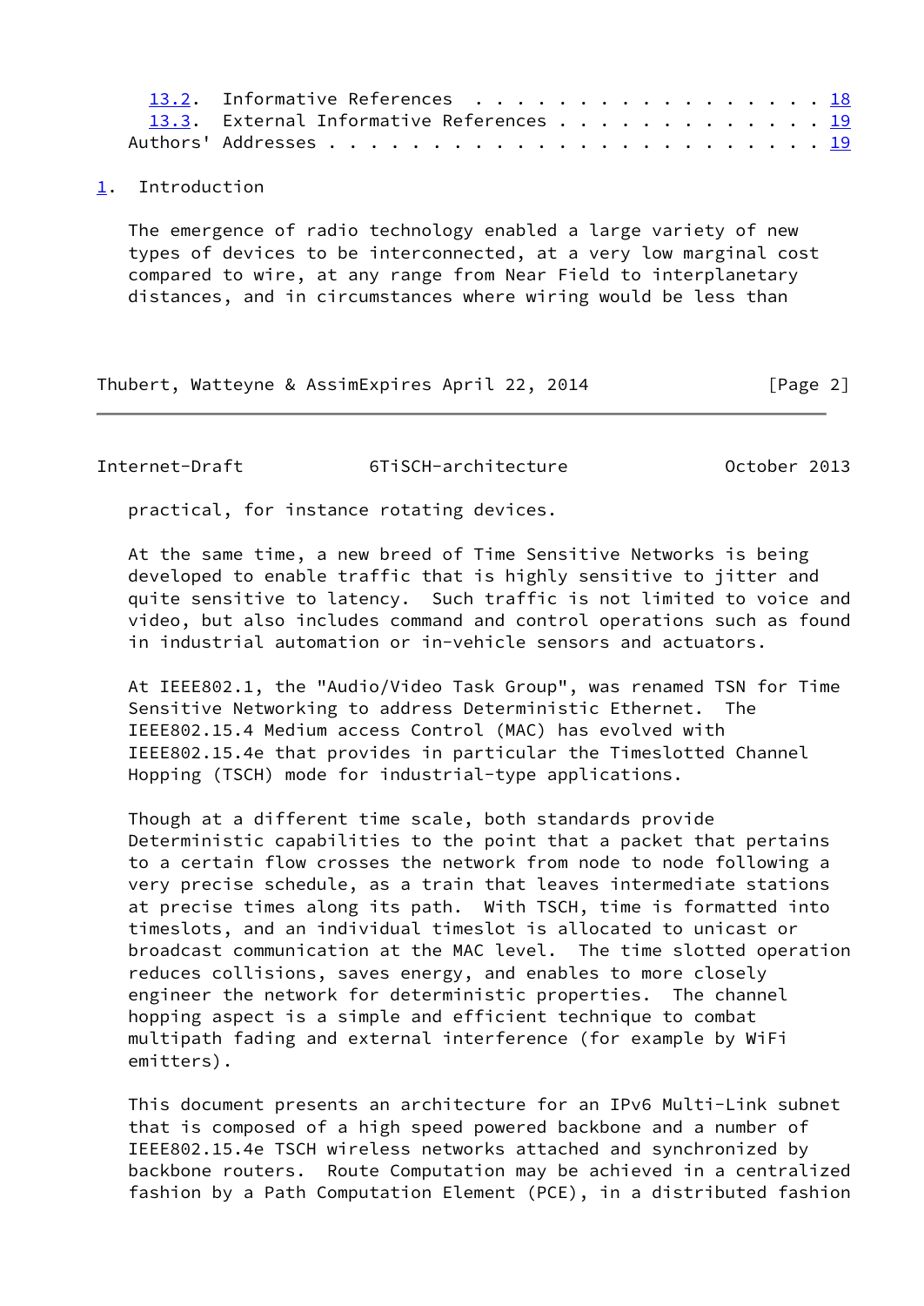13.2. Informative References . . . . . . . . . . . . . . . . . . 18
13.3. External Informative References . . . . . . . . . . . . . . 19
Authors' Addresses . . . . . . . . . . . . . . . . . . . . . . . . 19

## 1. Introduction

The emergence of radio technology enabled a large variety of new types of devices to be interconnected, at a very low marginal cost compared to wire, at any range from Near Field to interplanetary distances, and in circumstances where wiring would be less than practical, for instance rotating devices.

At the same time, a new breed of Time Sensitive Networks is being developed to enable traffic that is highly sensitive to jitter and quite sensitive to latency. Such traffic is not limited to voice and video, but also includes command and control operations such as found in industrial automation or in-vehicle sensors and actuators.

At IEEE802.1, the "Audio/Video Task Group", was renamed TSN for Time Sensitive Networking to address Deterministic Ethernet. The IEEE802.15.4 Medium access Control (MAC) has evolved with IEEE802.15.4e that provides in particular the Timeslotted Channel Hopping (TSCH) mode for industrial-type applications.

Though at a different time scale, both standards provide Deterministic capabilities to the point that a packet that pertains to a certain flow crosses the network from node to node following a very precise schedule, as a train that leaves intermediate stations at precise times along its path. With TSCH, time is formatted into timeslots, and an individual timeslot is allocated to unicast or broadcast communication at the MAC level. The time slotted operation reduces collisions, saves energy, and enables to more closely engineer the network for deterministic properties. The channel hopping aspect is a simple and efficient technique to combat multipath fading and external interference (for example by WiFi emitters).

This document presents an architecture for an IPv6 Multi-Link subnet that is composed of a high speed powered backbone and a number of IEEE802.15.4e TSCH wireless networks attached and synchronized by backbone routers. Route Computation may be achieved in a centralized fashion by a Path Computation Element (PCE), in a distributed fashion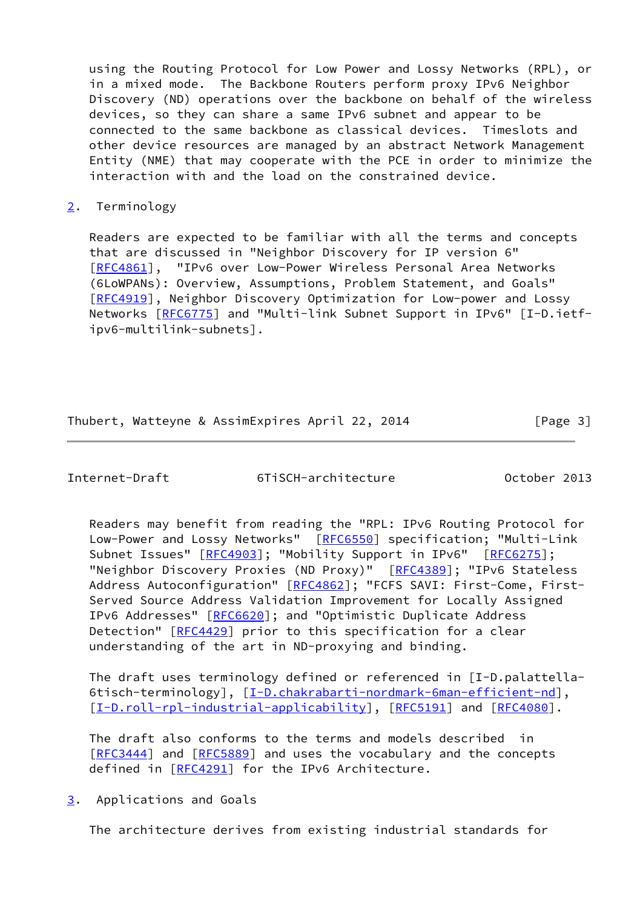using the Routing Protocol for Low Power and Lossy Networks (RPL), or in a mixed mode. The Backbone Routers perform proxy IPv6 Neighbor Discovery (ND) operations over the backbone on behalf of the wireless devices, so they can share a same IPv6 subnet and appear to be connected to the same backbone as classical devices. Timeslots and other device resources are managed by an abstract Network Management Entity (NME) that may cooperate with the PCE in order to minimize the interaction with and the load on the constrained device.

## 2. Terminology

Readers are expected to be familiar with all the terms and concepts that are discussed in "Neighbor Discovery for IP version 6" [RFC4861], "IPv6 over Low-Power Wireless Personal Area Networks (6LoWPANs): Overview, Assumptions, Problem Statement, and Goals" [RFC4919], Neighbor Discovery Optimization for Low-power and Lossy Networks [RFC6775] and "Multi-link Subnet Support in IPv6" [I-D.ietf-ipv6-multilink-subnets].

Readers may benefit from reading the "RPL: IPv6 Routing Protocol for Low-Power and Lossy Networks" [RFC6550] specification; "Multi-Link Subnet Issues" [RFC4903]; "Mobility Support in IPv6" [RFC6275]; "Neighbor Discovery Proxies (ND Proxy)" [RFC4389]; "IPv6 Stateless Address Autoconfiguration" [RFC4862]; "FCFS SAVI: First-Come, First-Served Source Address Validation Improvement for Locally Assigned IPv6 Addresses" [RFC6620]; and "Optimistic Duplicate Address Detection" [RFC4429] prior to this specification for a clear understanding of the art in ND-proxying and binding.

The draft uses terminology defined or referenced in [I-D.palattella-6tisch-terminology], [I-D.chakrabarti-nordmark-6man-efficient-nd], [I-D.roll-rpl-industrial-applicability], [RFC5191] and [RFC4080].

The draft also conforms to the terms and models described in [RFC3444] and [RFC5889] and uses the vocabulary and the concepts defined in [RFC4291] for the IPv6 Architecture.

## 3. Applications and Goals

The architecture derives from existing industrial standards for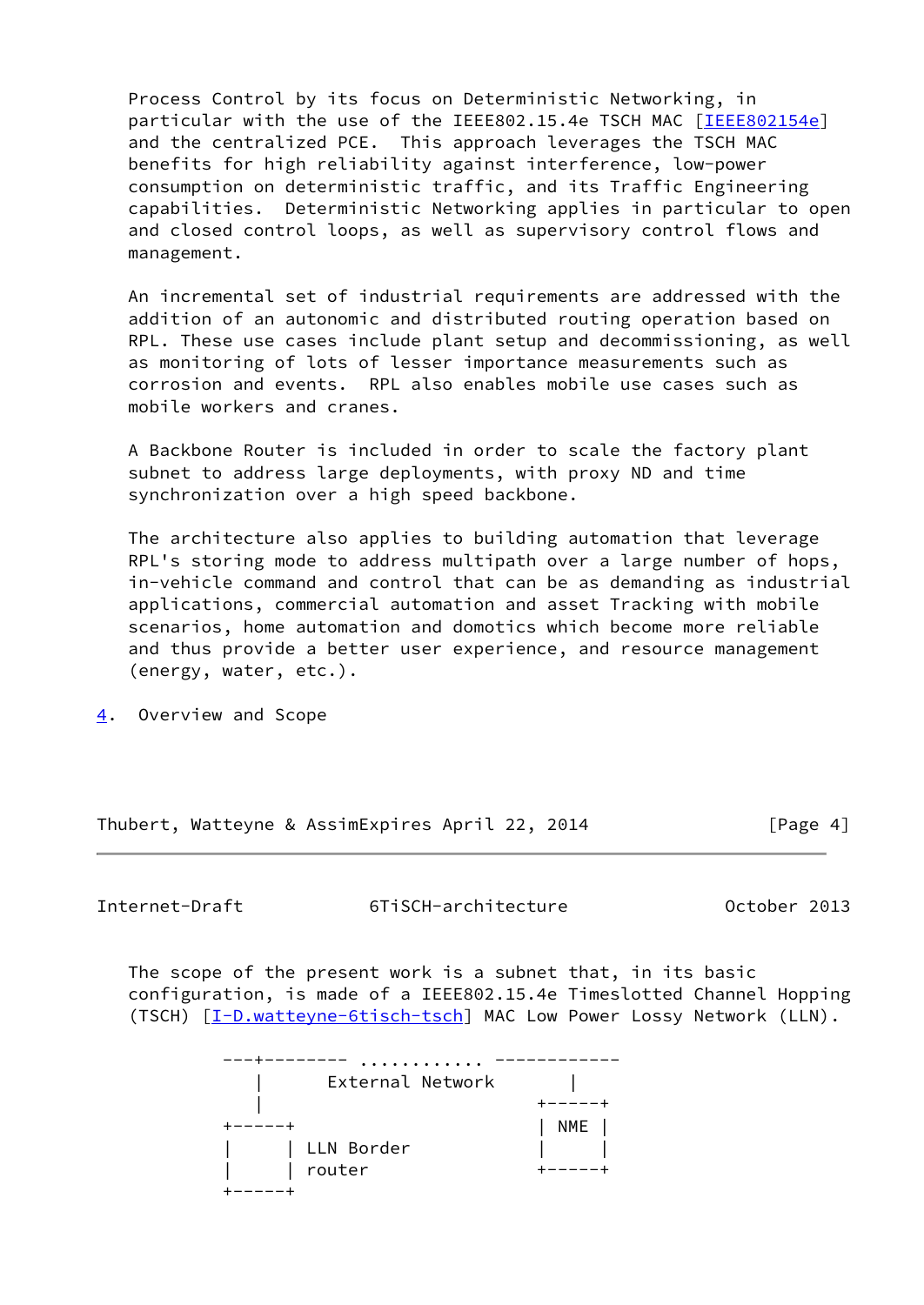Process Control by its focus on Deterministic Networking, in particular with the use of the IEEE802.15.4e TSCH MAC [IEEE802154e] and the centralized PCE. This approach leverages the TSCH MAC benefits for high reliability against interference, low-power consumption on deterministic traffic, and its Traffic Engineering capabilities. Deterministic Networking applies in particular to open and closed control loops, as well as supervisory control flows and management.

An incremental set of industrial requirements are addressed with the addition of an autonomic and distributed routing operation based on RPL. These use cases include plant setup and decommissioning, as well as monitoring of lots of lesser importance measurements such as corrosion and events. RPL also enables mobile use cases such as mobile workers and cranes.

A Backbone Router is included in order to scale the factory plant subnet to address large deployments, with proxy ND and time synchronization over a high speed backbone.

The architecture also applies to building automation that leverage RPL's storing mode to address multipath over a large number of hops, in-vehicle command and control that can be as demanding as industrial applications, commercial automation and asset Tracking with mobile scenarios, home automation and domotics which become more reliable and thus provide a better user experience, and resource management (energy, water, etc.).

## 4. Overview and Scope

The scope of the present work is a subnet that, in its basic configuration, is made of a IEEE802.15.4e Timeslotted Channel Hopping (TSCH) [I-D.watteyne-6tisch-tsch] MAC Low Power Lossy Network (LLN).

```
---+-------- ............ ------------
   |      External Network       |
   |                          +-----+
+-----+                       | NME |
|     | LLN Border            |     |
|     | router                +-----+
+-----+
```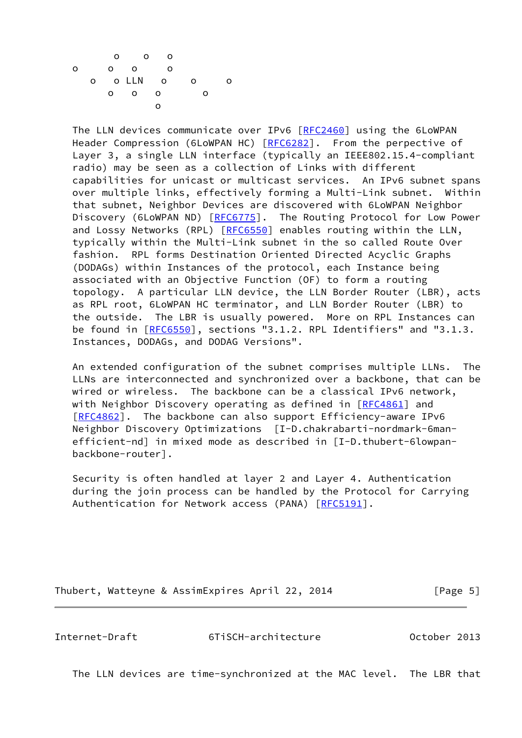```
        o    o   o
  o       o   o     o
     o    o LLN    o     o      o
        o   o   o        o
                o
```

The LLN devices communicate over IPv6 [RFC2460] using the 6LoWPAN Header Compression (6LoWPAN HC) [RFC6282]. From the perpective of Layer 3, a single LLN interface (typically an IEEE802.15.4-compliant radio) may be seen as a collection of Links with different capabilities for unicast or multicast services. An IPv6 subnet spans over multiple links, effectively forming a Multi-Link subnet. Within that subnet, Neighbor Devices are discovered with 6LoWPAN Neighbor Discovery (6LoWPAN ND) [RFC6775]. The Routing Protocol for Low Power and Lossy Networks (RPL) [RFC6550] enables routing within the LLN, typically within the Multi-Link subnet in the so called Route Over fashion. RPL forms Destination Oriented Directed Acyclic Graphs (DODAGs) within Instances of the protocol, each Instance being associated with an Objective Function (OF) to form a routing topology. A particular LLN device, the LLN Border Router (LBR), acts as RPL root, 6LoWPAN HC terminator, and LLN Border Router (LBR) to the outside. The LBR is usually powered. More on RPL Instances can be found in [RFC6550], sections "3.1.2. RPL Identifiers" and "3.1.3. Instances, DODAGs, and DODAG Versions".

An extended configuration of the subnet comprises multiple LLNs. The LLNs are interconnected and synchronized over a backbone, that can be wired or wireless. The backbone can be a classical IPv6 network, with Neighbor Discovery operating as defined in [RFC4861] and [RFC4862]. The backbone can also support Efficiency-aware IPv6 Neighbor Discovery Optimizations [I-D.chakrabarti-nordmark-6man-efficient-nd] in mixed mode as described in [I-D.thubert-6lowpan-backbone-router].

Security is often handled at layer 2 and Layer 4. Authentication during the join process can be handled by the Protocol for Carrying Authentication for Network access (PANA) [RFC5191].

The LLN devices are time-synchronized at the MAC level. The LBR that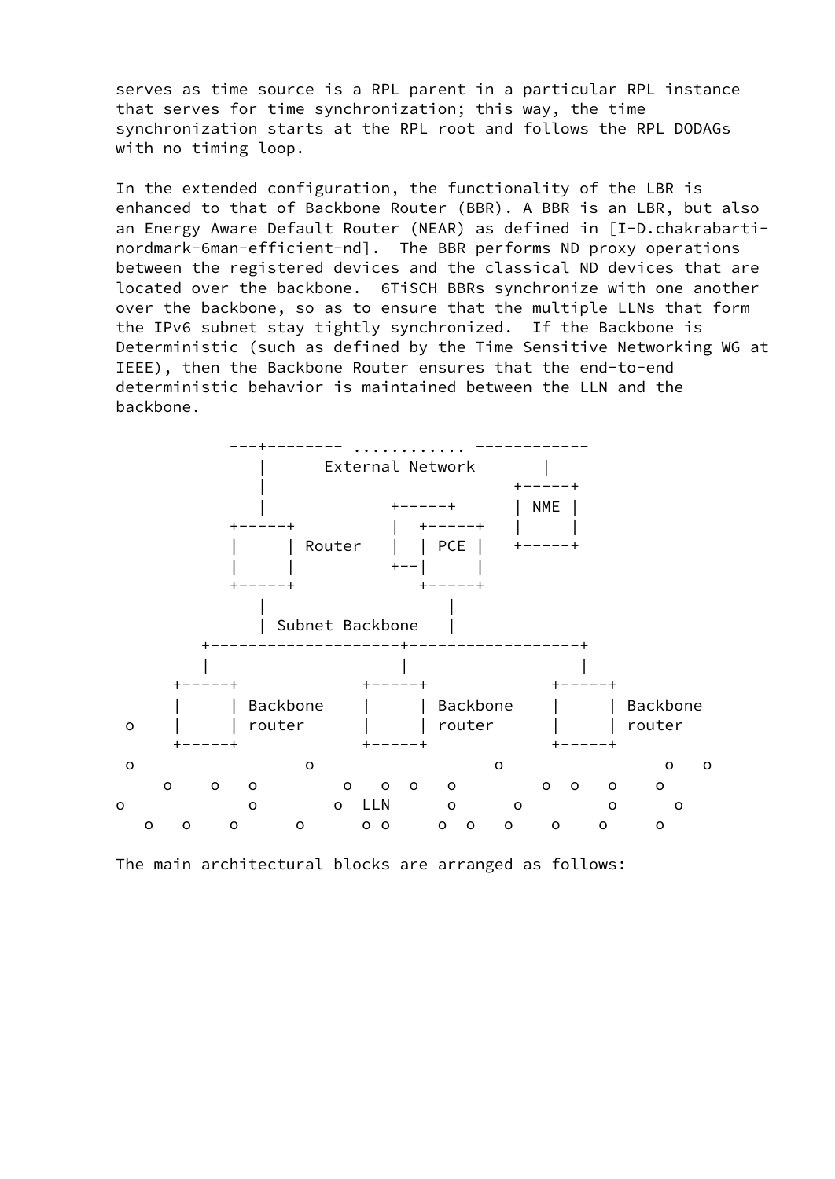serves as time source is a RPL parent in a particular RPL instance that serves for time synchronization; this way, the time synchronization starts at the RPL root and follows the RPL DODAGs with no timing loop.

In the extended configuration, the functionality of the LBR is enhanced to that of Backbone Router (BBR). A BBR is an LBR, but also an Energy Aware Default Router (NEAR) as defined in [I-D.chakrabarti-nordmark-6man-efficient-nd]. The BBR performs ND proxy operations between the registered devices and the classical ND devices that are located over the backbone. 6TiSCH BBRs synchronize with one another over the backbone, so as to ensure that the multiple LLNs that form the IPv6 subnet stay tightly synchronized. If the Backbone is Deterministic (such as defined by the Time Sensitive Networking WG at IEEE), then the Backbone Router ensures that the end-to-end deterministic behavior is maintained between the LLN and the backbone.

```
               ---+-------- ............ ------------
                  |      External Network       |
                  |                          +-----+
                  |             +-----+      | NME |
               +-----+          |  +-----+   |     |
               |     | Router   |  | PCE |   +-----+
               |     |          +--|     |
               +-----+             +-----+
                  |                   |
                  | Subnet Backbone   |
            +--------------------+------------------+
            |                    |                  |
         +-----+             +-----+             +-----+
         |     | Backbone    |     | Backbone    |     | Backbone
    o    |     | router      |     | router      |     | router
         +-----+             +-----+             +-----+
    o                  o                   o                 o   o
        o    o   o         o   o  o   o         o  o   o    o
   o             o        o  LLN      o      o         o      o
      o   o    o      o      o o     o  o   o    o    o     o
```

The main architectural blocks are arranged as follows: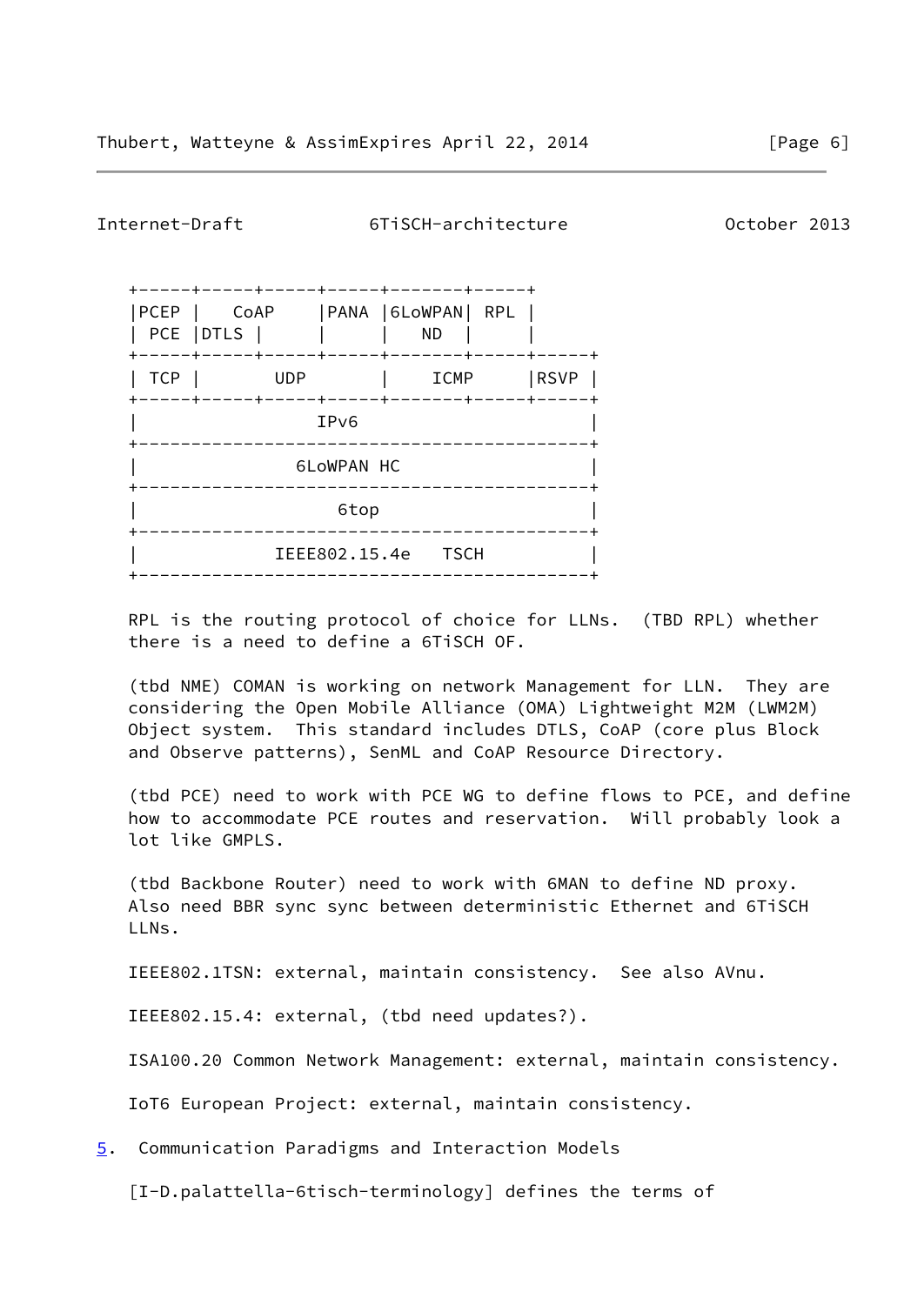```
+-----+-----+-----+-----+-------+-----+
|PCEP |   CoAP    |PANA |6LoWPAN| RPL |
| PCE |DTLS |     |     |   ND  |     |
+-----+-----+-----+-----+-------+-----+-----+
| TCP |       UDP       |    ICMP     |RSVP |
+-----+-----+-----+-----+-------+-----+-----+
|                 IPv6                      |
+-------------------------------------------+
|               6LoWPAN HC                  |
+-------------------------------------------+
|                   6top                    |
+-------------------------------------------+
|             IEEE802.15.4e   TSCH          |
+-------------------------------------------+
```

RPL is the routing protocol of choice for LLNs. (TBD RPL) whether there is a need to define a 6TiSCH OF.

(tbd NME) COMAN is working on network Management for LLN. They are considering the Open Mobile Alliance (OMA) Lightweight M2M (LWM2M) Object system. This standard includes DTLS, CoAP (core plus Block and Observe patterns), SenML and CoAP Resource Directory.

(tbd PCE) need to work with PCE WG to define flows to PCE, and define how to accommodate PCE routes and reservation. Will probably look a lot like GMPLS.

(tbd Backbone Router) need to work with 6MAN to define ND proxy. Also need BBR sync sync between deterministic Ethernet and 6TiSCH LLNs.

IEEE802.1TSN: external, maintain consistency. See also AVnu.

IEEE802.15.4: external, (tbd need updates?).

ISA100.20 Common Network Management: external, maintain consistency.

IoT6 European Project: external, maintain consistency.

## 5. Communication Paradigms and Interaction Models

[I-D.palattella-6tisch-terminology] defines the terms of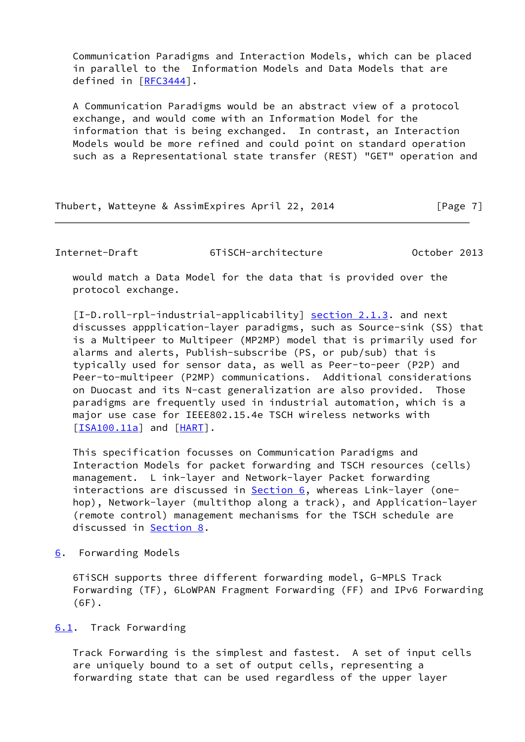Communication Paradigms and Interaction Models, which can be placed in parallel to the Information Models and Data Models that are defined in [RFC3444].

A Communication Paradigms would be an abstract view of a protocol exchange, and would come with an Information Model for the information that is being exchanged. In contrast, an Interaction Models would be more refined and could point on standard operation such as a Representational state transfer (REST) "GET" operation and would match a Data Model for the data that is provided over the protocol exchange.

[I-D.roll-rpl-industrial-applicability] section 2.1.3. and next discusses appplication-layer paradigms, such as Source-sink (SS) that is a Multipeer to Multipeer (MP2MP) model that is primarily used for alarms and alerts, Publish-subscribe (PS, or pub/sub) that is typically used for sensor data, as well as Peer-to-peer (P2P) and Peer-to-multipeer (P2MP) communications. Additional considerations on Duocast and its N-cast generalization are also provided. Those paradigms are frequently used in industrial automation, which is a major use case for IEEE802.15.4e TSCH wireless networks with [ISA100.11a] and [HART].

This specification focusses on Communication Paradigms and Interaction Models for packet forwarding and TSCH resources (cells) management. L ink-layer and Network-layer Packet forwarding interactions are discussed in Section 6, whereas Link-layer (one-hop), Network-layer (multithop along a track), and Application-layer (remote control) management mechanisms for the TSCH schedule are discussed in Section 8.

## 6. Forwarding Models

6TiSCH supports three different forwarding model, G-MPLS Track Forwarding (TF), 6LoWPAN Fragment Forwarding (FF) and IPv6 Forwarding (6F).

### 6.1. Track Forwarding

Track Forwarding is the simplest and fastest. A set of input cells are uniquely bound to a set of output cells, representing a forwarding state that can be used regardless of the upper layer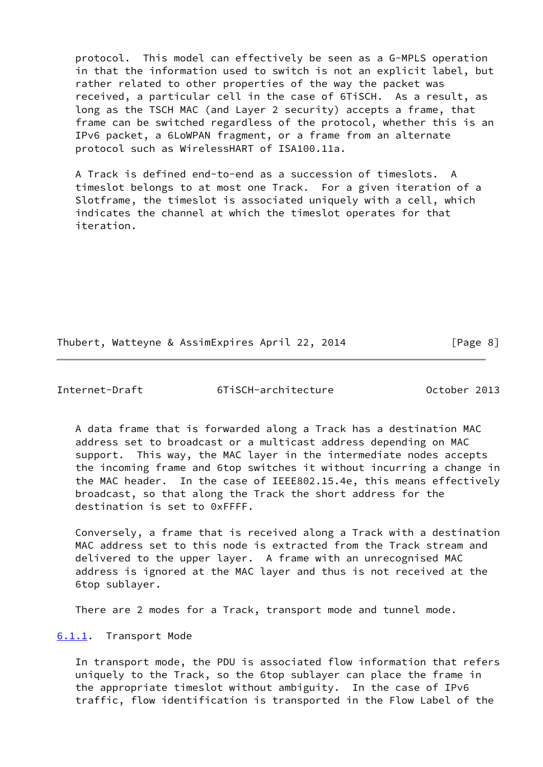protocol. This model can effectively be seen as a G-MPLS operation in that the information used to switch is not an explicit label, but rather related to other properties of the way the packet was received, a particular cell in the case of 6TiSCH. As a result, as long as the TSCH MAC (and Layer 2 security) accepts a frame, that frame can be switched regardless of the protocol, whether this is an IPv6 packet, a 6LoWPAN fragment, or a frame from an alternate protocol such as WirelessHART of ISA100.11a.

A Track is defined end-to-end as a succession of timeslots. A timeslot belongs to at most one Track. For a given iteration of a Slotframe, the timeslot is associated uniquely with a cell, which indicates the channel at which the timeslot operates for that iteration.

A data frame that is forwarded along a Track has a destination MAC address set to broadcast or a multicast address depending on MAC support. This way, the MAC layer in the intermediate nodes accepts the incoming frame and 6top switches it without incurring a change in the MAC header. In the case of IEEE802.15.4e, this means effectively broadcast, so that along the Track the short address for the destination is set to 0xFFFF.

Conversely, a frame that is received along a Track with a destination MAC address set to this node is extracted from the Track stream and delivered to the upper layer. A frame with an unrecognised MAC address is ignored at the MAC layer and thus is not received at the 6top sublayer.

There are 2 modes for a Track, transport mode and tunnel mode.

#### 6.1.1. Transport Mode

In transport mode, the PDU is associated flow information that refers uniquely to the Track, so the 6top sublayer can place the frame in the appropriate timeslot without ambiguity. In the case of IPv6 traffic, flow identification is transported in the Flow Label of the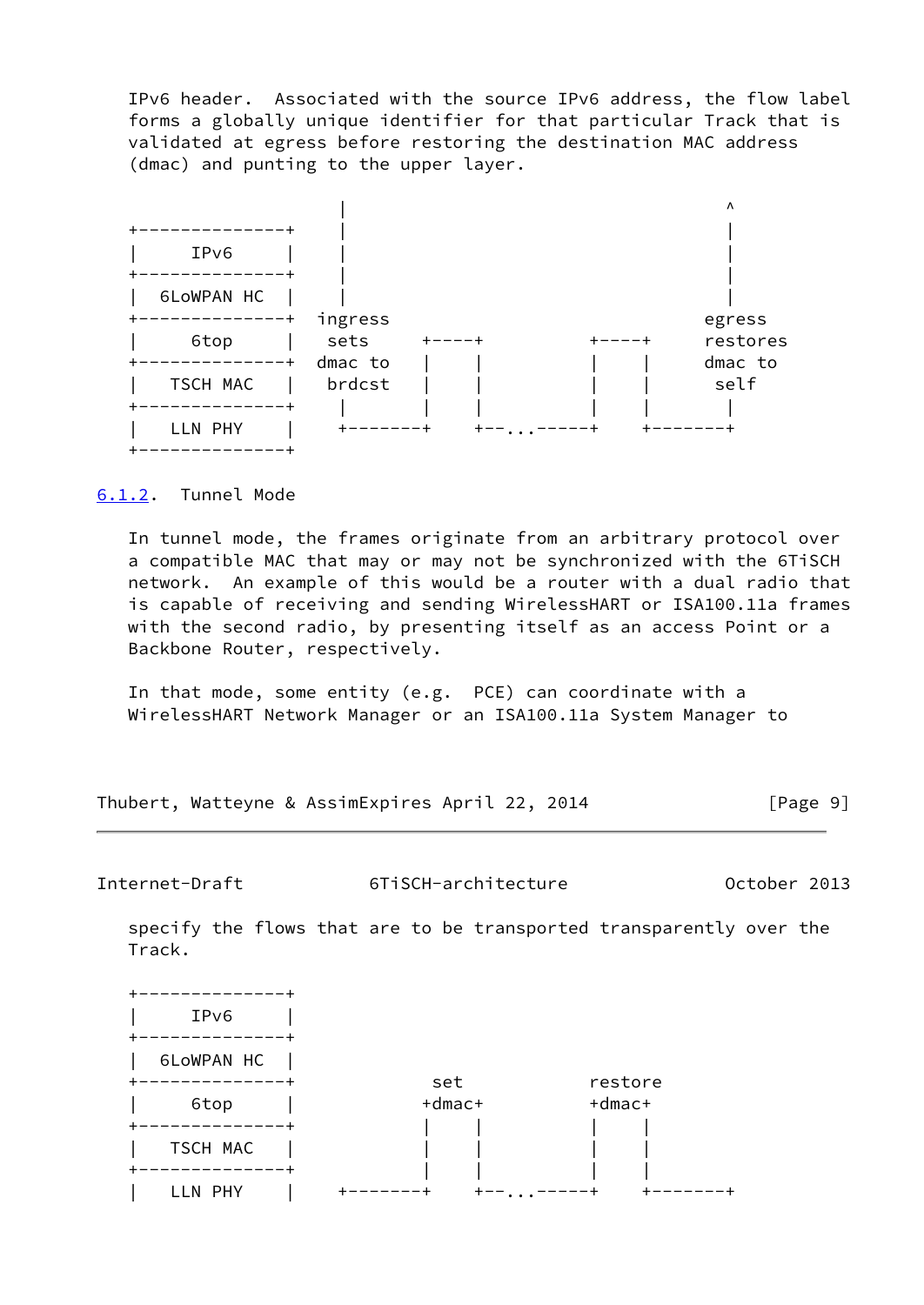IPv6 header. Associated with the source IPv6 address, the flow label forms a globally unique identifier for that particular Track that is validated at egress before restoring the destination MAC address (dmac) and punting to the upper layer.

```
                       |                                          ^
   +--------------+    |                                          |
   |     IPv6     |    |                                          |
   +--------------+    |                                          |
   |  6LoWPAN HC  |    |                                          |
   +--------------+  ingress                                    egress
   |     6top     |   sets     +----+          +----+         restores
   +--------------+  dmac to   |    |          |    |         dmac to
   |   TSCH MAC   |   brdcst   |    |          |    |          self
   +--------------+    |       |    |          |    |          |
   |   LLN PHY    |    +-------+    +--...-----+    +--------+
   +--------------+
```

### 6.1.2. Tunnel Mode

In tunnel mode, the frames originate from an arbitrary protocol over a compatible MAC that may or may not be synchronized with the 6TiSCH network. An example of this would be a router with a dual radio that is capable of receiving and sending WirelessHART or ISA100.11a frames with the second radio, by presenting itself as an access Point or a Backbone Router, respectively.

In that mode, some entity (e.g. PCE) can coordinate with a WirelessHART Network Manager or an ISA100.11a System Manager to specify the flows that are to be transported transparently over the Track.

```
   +--------------+
   |     IPv6     |
   +--------------+
   |  6LoWPAN HC  |
   +--------------+             set            restore
   |     6top     |            +dmac+          +dmac+
   +--------------+            |    |          |    |
   |   TSCH MAC   |            |    |          |    |
   +--------------+            |    |          |    |
   |   LLN PHY    |    +-------+    +--...-----+    +--------+
```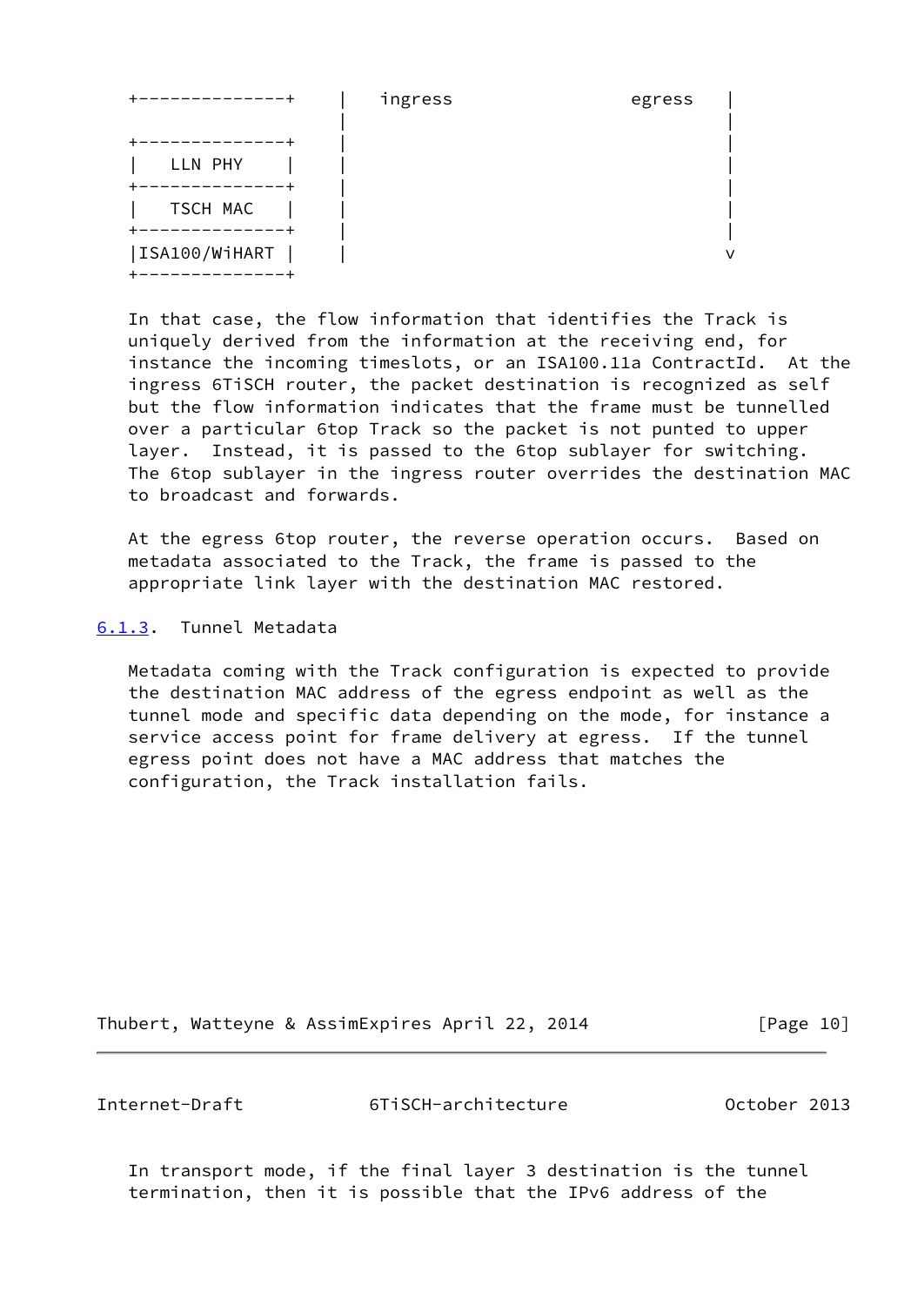```
+--------------+    |   ingress               egress    |
                    |                                   |
+--------------+    |                                   |
|   LLN PHY    |    |                                   |
+--------------+    |                                   |
|   TSCH MAC   |    |                                   |
+--------------+    |                                   |
|ISA100/WiHART |    |                                   v
+--------------+
```

In that case, the flow information that identifies the Track is uniquely derived from the information at the receiving end, for instance the incoming timeslots, or an ISA100.11a ContractId. At the ingress 6TiSCH router, the packet destination is recognized as self but the flow information indicates that the frame must be tunnelled over a particular 6top Track so the packet is not punted to upper layer. Instead, it is passed to the 6top sublayer for switching. The 6top sublayer in the ingress router overrides the destination MAC to broadcast and forwards.

At the egress 6top router, the reverse operation occurs. Based on metadata associated to the Track, the frame is passed to the appropriate link layer with the destination MAC restored.

### 6.1.3. Tunnel Metadata

Metadata coming with the Track configuration is expected to provide the destination MAC address of the egress endpoint as well as the tunnel mode and specific data depending on the mode, for instance a service access point for frame delivery at egress. If the tunnel egress point does not have a MAC address that matches the configuration, the Track installation fails.

In transport mode, if the final layer 3 destination is the tunnel termination, then it is possible that the IPv6 address of the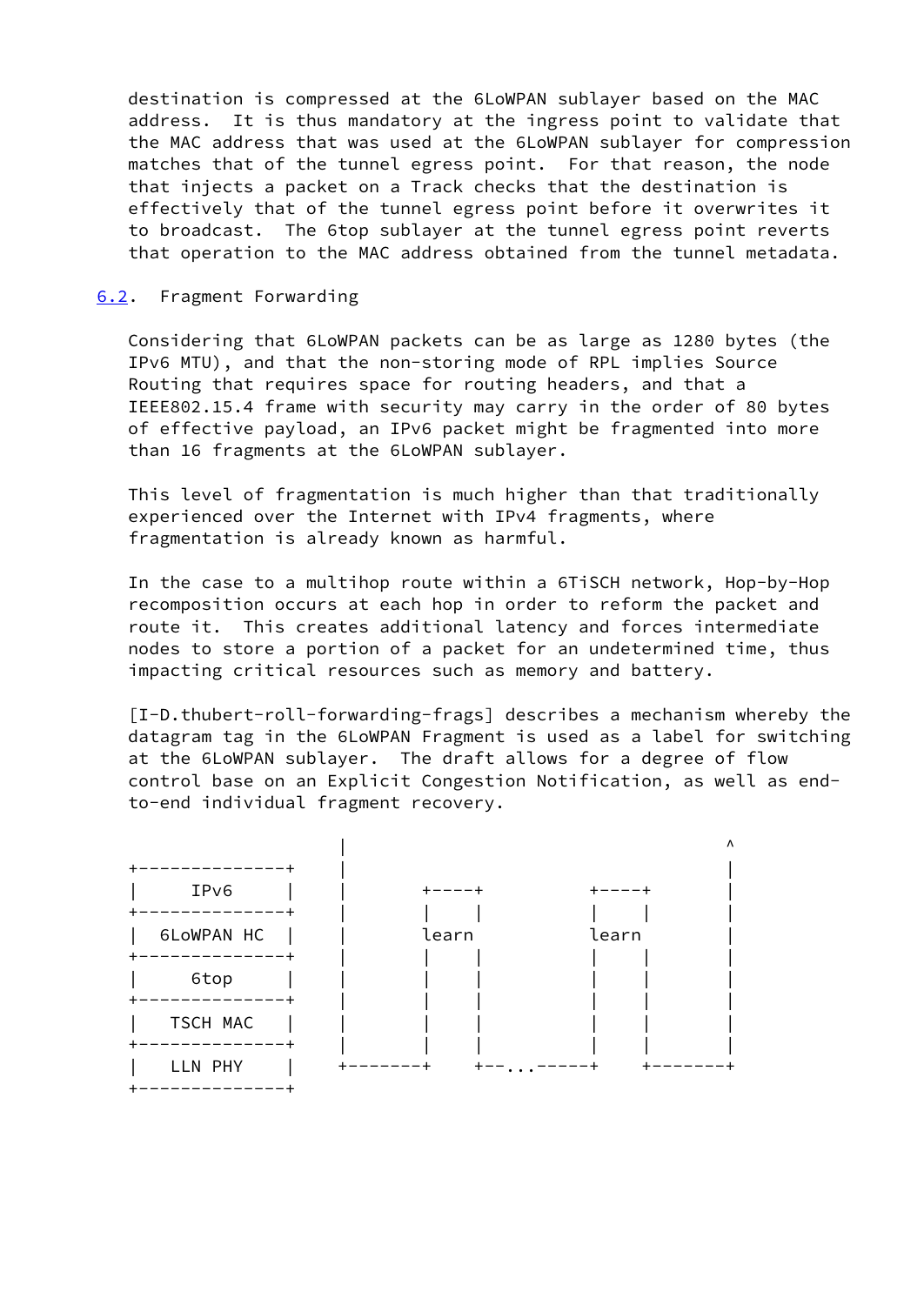destination is compressed at the 6LoWPAN sublayer based on the MAC address. It is thus mandatory at the ingress point to validate that the MAC address that was used at the 6LoWPAN sublayer for compression matches that of the tunnel egress point. For that reason, the node that injects a packet on a Track checks that the destination is effectively that of the tunnel egress point before it overwrites it to broadcast. The 6top sublayer at the tunnel egress point reverts that operation to the MAC address obtained from the tunnel metadata.

## 6.2. Fragment Forwarding

Considering that 6LoWPAN packets can be as large as 1280 bytes (the IPv6 MTU), and that the non-storing mode of RPL implies Source Routing that requires space for routing headers, and that a IEEE802.15.4 frame with security may carry in the order of 80 bytes of effective payload, an IPv6 packet might be fragmented into more than 16 fragments at the 6LoWPAN sublayer.

This level of fragmentation is much higher than that traditionally experienced over the Internet with IPv4 fragments, where fragmentation is already known as harmful.

In the case to a multihop route within a 6TiSCH network, Hop-by-Hop recomposition occurs at each hop in order to reform the packet and route it. This creates additional latency and forces intermediate nodes to store a portion of a packet for an undetermined time, thus impacting critical resources such as memory and battery.

[I-D.thubert-roll-forwarding-frags] describes a mechanism whereby the datagram tag in the 6LoWPAN Fragment is used as a label for switching at the 6LoWPAN sublayer. The draft allows for a degree of flow control base on an Explicit Congestion Notification, as well as end-to-end individual fragment recovery.

```
                          |                                   ^
+--------------+          |                                   |
|     IPv6     |          |       +----+          +----+      |
+--------------+          |       |    |          |    |      |
|  6LoWPAN HC  |          |       learn           learn       |
+--------------+          |       |    |          |    |      |
|     6top     |          |       |    |          |    |      |
+--------------+          |       |    |          |    |      |
|   TSCH MAC   |          |       |    |          |    |      |
+--------------+          |       |    |          |    |      |
|   LLN PHY    |          +-------+    +--...-----+    +-------+
+--------------+
```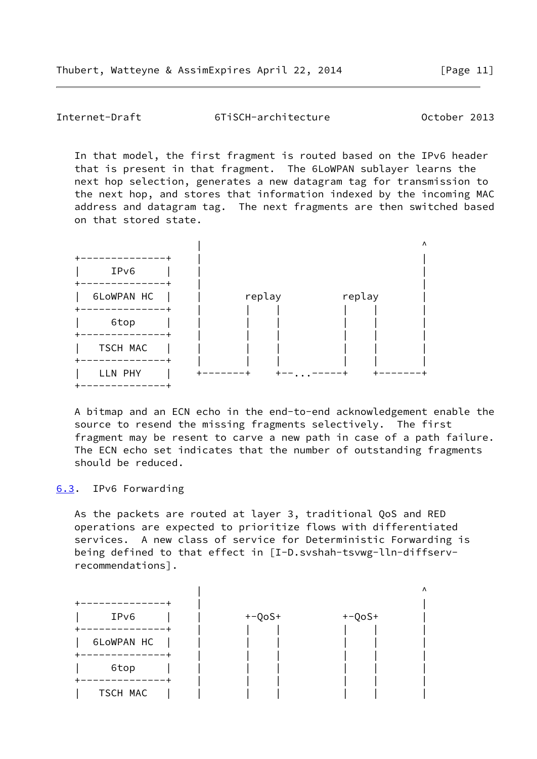In that model, the first fragment is routed based on the IPv6 header that is present in that fragment. The 6LoWPAN sublayer learns the next hop selection, generates a new datagram tag for transmission to the next hop, and stores that information indexed by the incoming MAC address and datagram tag. The next fragments are then switched based on that stored state.

```
                          |                                     ^
   +--------------+       |                                     |
   |     IPv6     |       |                                     |
   +--------------+       |                                     |
   |  6LoWPAN HC  |       |       replay          replay        |
   +--------------+       |       |    |          |    |        |
   |     6top     |       |       |    |          |    |        |
   +--------------+       |       |    |          |    |        |
   |   TSCH MAC   |       |       |    |          |    |        |
   +--------------+       |       |    |          |    |        |
   |   LLN PHY    |       +-------+    +--...-----+    +-------+
   +--------------+
```

A bitmap and an ECN echo in the end-to-end acknowledgement enable the source to resend the missing fragments selectively. The first fragment may be resent to carve a new path in case of a path failure. The ECN echo set indicates that the number of outstanding fragments should be reduced.

## 6.3. IPv6 Forwarding

As the packets are routed at layer 3, traditional QoS and RED operations are expected to prioritize flows with differentiated services. A new class of service for Deterministic Forwarding is being defined to that effect in [I-D.svshah-tsvwg-lln-diffserv-recommendations].

```
                          |                                     ^
   +--------------+       |                                     |
   |     IPv6     |       |       +-QoS+          +-QoS+        |
   +--------------+       |       |    |          |    |        |
   |  6LoWPAN HC  |       |       |    |          |    |        |
   +--------------+       |       |    |          |    |        |
   |     6top     |       |       |    |          |    |        |
   +--------------+       |       |    |          |    |        |
   |   TSCH MAC   |       |       |    |          |    |        |
```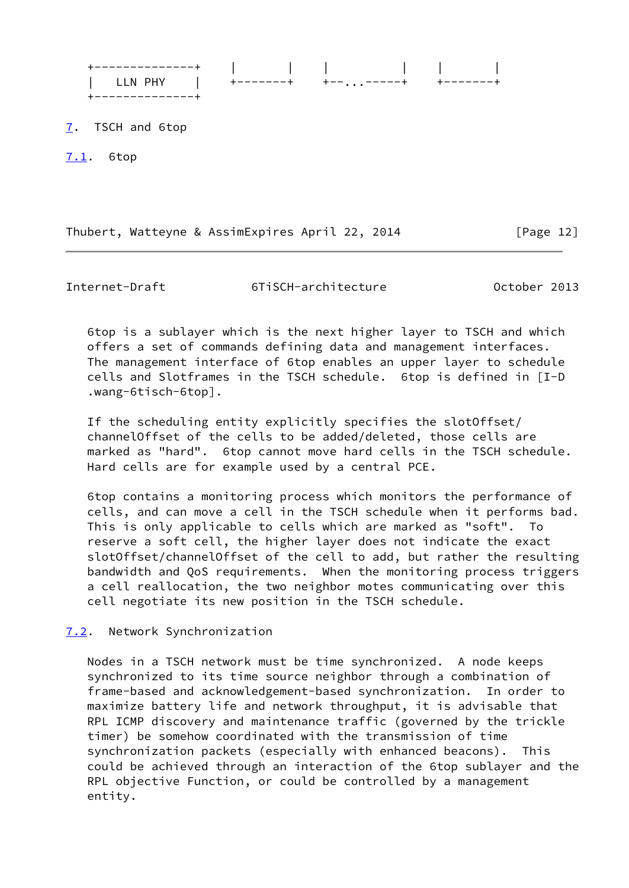```
   +--------------+    |       |    |          |    |       |
   |   LLN PHY    |    +-------+    +--...-----+    +-------+
   +--------------+
```

## 7. TSCH and 6top

### 7.1. 6top

6top is a sublayer which is the next higher layer to TSCH and which offers a set of commands defining data and management interfaces. The management interface of 6top enables an upper layer to schedule cells and Slotframes in the TSCH schedule. 6top is defined in [I-D .wang-6tisch-6top].

If the scheduling entity explicitly specifies the slotOffset/ channelOffset of the cells to be added/deleted, those cells are marked as "hard". 6top cannot move hard cells in the TSCH schedule. Hard cells are for example used by a central PCE.

6top contains a monitoring process which monitors the performance of cells, and can move a cell in the TSCH schedule when it performs bad. This is only applicable to cells which are marked as "soft". To reserve a soft cell, the higher layer does not indicate the exact slotOffset/channelOffset of the cell to add, but rather the resulting bandwidth and QoS requirements. When the monitoring process triggers a cell reallocation, the two neighbor motes communicating over this cell negotiate its new position in the TSCH schedule.

### 7.2. Network Synchronization

Nodes in a TSCH network must be time synchronized. A node keeps synchronized to its time source neighbor through a combination of frame-based and acknowledgement-based synchronization. In order to maximize battery life and network throughput, it is advisable that RPL ICMP discovery and maintenance traffic (governed by the trickle timer) be somehow coordinated with the transmission of time synchronization packets (especially with enhanced beacons). This could be achieved through an interaction of the 6top sublayer and the RPL objective Function, or could be controlled by a management entity.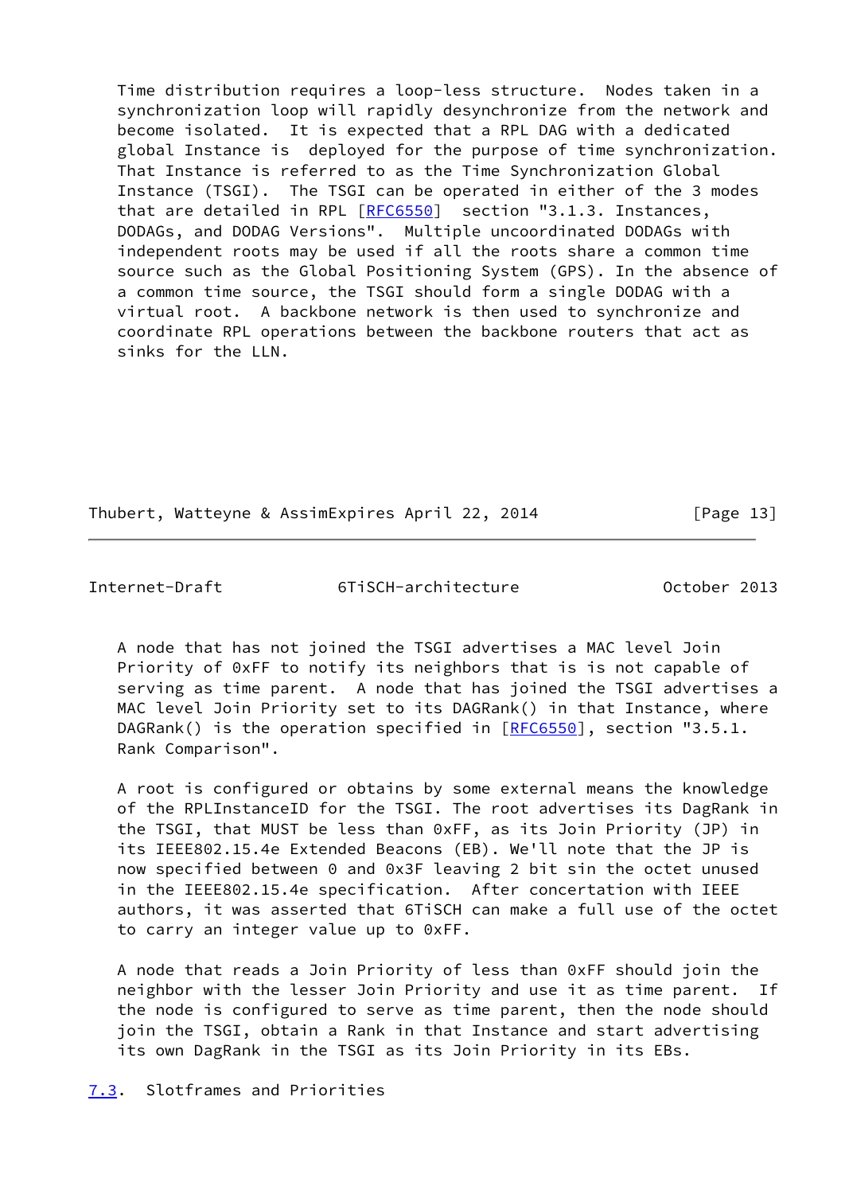Time distribution requires a loop-less structure. Nodes taken in a synchronization loop will rapidly desynchronize from the network and become isolated. It is expected that a RPL DAG with a dedicated global Instance is deployed for the purpose of time synchronization. That Instance is referred to as the Time Synchronization Global Instance (TSGI). The TSGI can be operated in either of the 3 modes that are detailed in RPL [RFC6550] section "3.1.3. Instances, DODAGs, and DODAG Versions". Multiple uncoordinated DODAGs with independent roots may be used if all the roots share a common time source such as the Global Positioning System (GPS). In the absence of a common time source, the TSGI should form a single DODAG with a virtual root. A backbone network is then used to synchronize and coordinate RPL operations between the backbone routers that act as sinks for the LLN.

A node that has not joined the TSGI advertises a MAC level Join Priority of 0xFF to notify its neighbors that is is not capable of serving as time parent. A node that has joined the TSGI advertises a MAC level Join Priority set to its DAGRank() in that Instance, where DAGRank() is the operation specified in [RFC6550], section "3.5.1. Rank Comparison".

A root is configured or obtains by some external means the knowledge of the RPLInstanceID for the TSGI. The root advertises its DagRank in the TSGI, that MUST be less than 0xFF, as its Join Priority (JP) in its IEEE802.15.4e Extended Beacons (EB). We'll note that the JP is now specified between 0 and 0x3F leaving 2 bit sin the octet unused in the IEEE802.15.4e specification. After concertation with IEEE authors, it was asserted that 6TiSCH can make a full use of the octet to carry an integer value up to 0xFF.

A node that reads a Join Priority of less than 0xFF should join the neighbor with the lesser Join Priority and use it as time parent. If the node is configured to serve as time parent, then the node should join the TSGI, obtain a Rank in that Instance and start advertising its own DagRank in the TSGI as its Join Priority in its EBs.

## 7.3. Slotframes and Priorities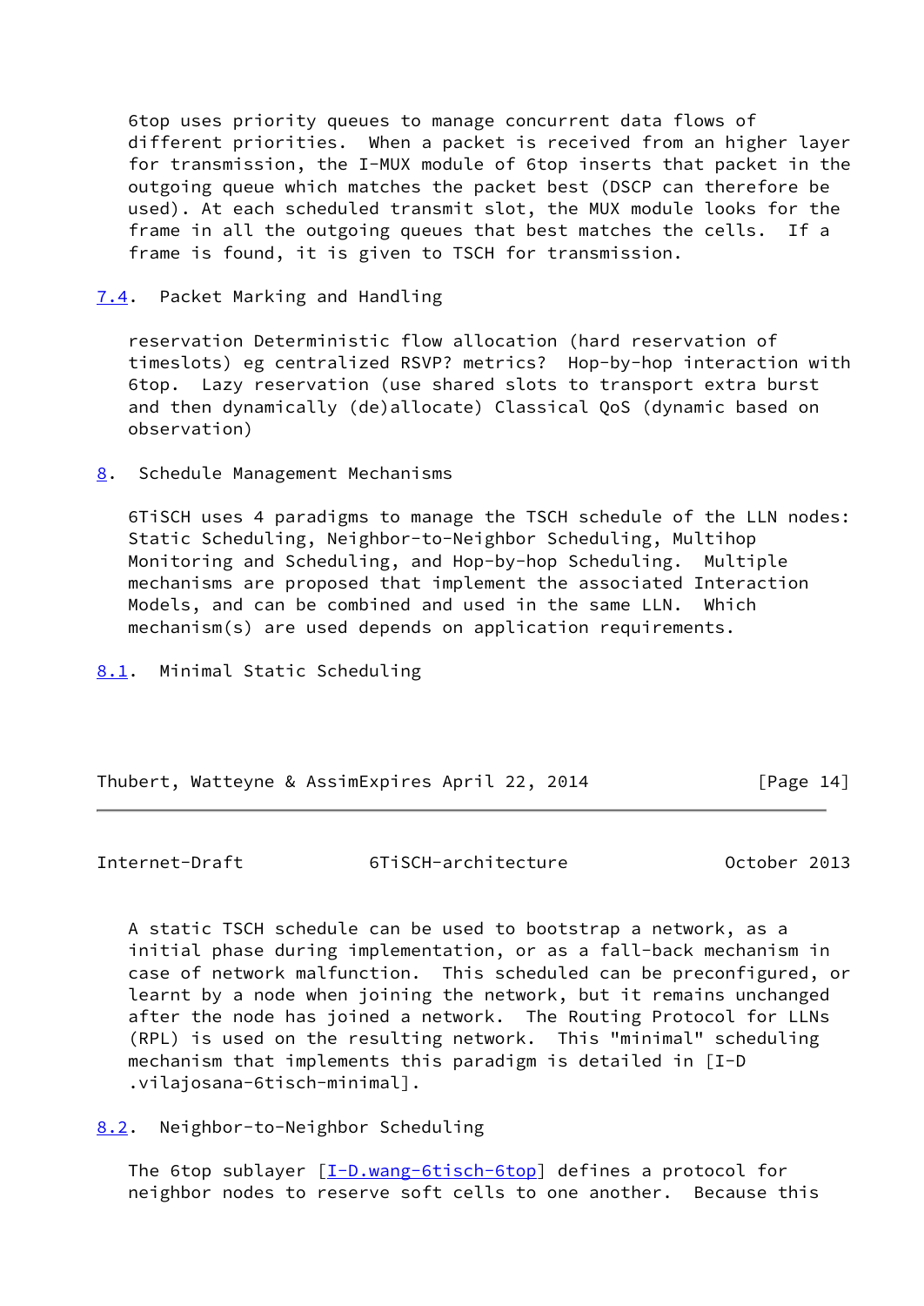6top uses priority queues to manage concurrent data flows of different priorities. When a packet is received from an higher layer for transmission, the I-MUX module of 6top inserts that packet in the outgoing queue which matches the packet best (DSCP can therefore be used). At each scheduled transmit slot, the MUX module looks for the frame in all the outgoing queues that best matches the cells. If a frame is found, it is given to TSCH for transmission.

### 7.4. Packet Marking and Handling

reservation Deterministic flow allocation (hard reservation of timeslots) eg centralized RSVP? metrics? Hop-by-hop interaction with 6top. Lazy reservation (use shared slots to transport extra burst and then dynamically (de)allocate) Classical QoS (dynamic based on observation)

## 8. Schedule Management Mechanisms

6TiSCH uses 4 paradigms to manage the TSCH schedule of the LLN nodes: Static Scheduling, Neighbor-to-Neighbor Scheduling, Multihop Monitoring and Scheduling, and Hop-by-hop Scheduling. Multiple mechanisms are proposed that implement the associated Interaction Models, and can be combined and used in the same LLN. Which mechanism(s) are used depends on application requirements.

### 8.1. Minimal Static Scheduling

A static TSCH schedule can be used to bootstrap a network, as a initial phase during implementation, or as a fall-back mechanism in case of network malfunction. This scheduled can be preconfigured, or learnt by a node when joining the network, but it remains unchanged after the node has joined a network. The Routing Protocol for LLNs (RPL) is used on the resulting network. This "minimal" scheduling mechanism that implements this paradigm is detailed in [I-D .vilajosana-6tisch-minimal].

### 8.2. Neighbor-to-Neighbor Scheduling

The 6top sublayer [I-D.wang-6tisch-6top] defines a protocol for neighbor nodes to reserve soft cells to one another. Because this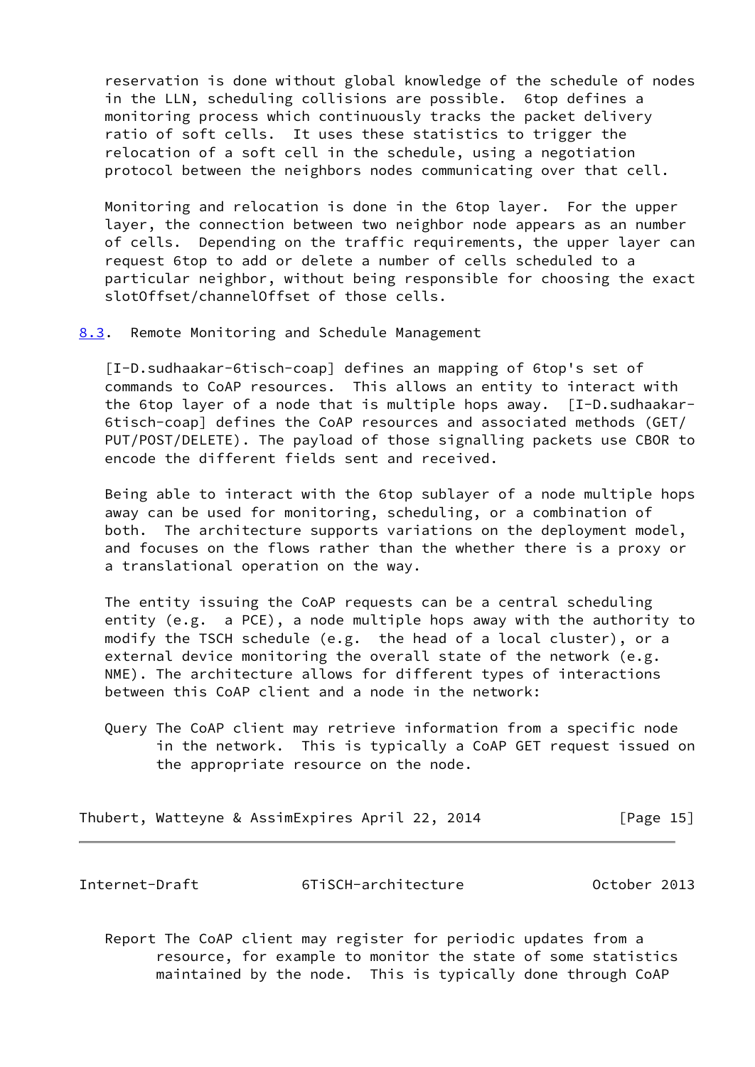reservation is done without global knowledge of the schedule of nodes in the LLN, scheduling collisions are possible. 6top defines a monitoring process which continuously tracks the packet delivery ratio of soft cells. It uses these statistics to trigger the relocation of a soft cell in the schedule, using a negotiation protocol between the neighbors nodes communicating over that cell.

Monitoring and relocation is done in the 6top layer. For the upper layer, the connection between two neighbor node appears as an number of cells. Depending on the traffic requirements, the upper layer can request 6top to add or delete a number of cells scheduled to a particular neighbor, without being responsible for choosing the exact slotOffset/channelOffset of those cells.

### 8.3. Remote Monitoring and Schedule Management

[I-D.sudhaakar-6tisch-coap] defines an mapping of 6top's set of commands to CoAP resources. This allows an entity to interact with the 6top layer of a node that is multiple hops away. [I-D.sudhaakar-6tisch-coap] defines the CoAP resources and associated methods (GET/PUT/POST/DELETE). The payload of those signalling packets use CBOR to encode the different fields sent and received.

Being able to interact with the 6top sublayer of a node multiple hops away can be used for monitoring, scheduling, or a combination of both. The architecture supports variations on the deployment model, and focuses on the flows rather than the whether there is a proxy or a translational operation on the way.

The entity issuing the CoAP requests can be a central scheduling entity (e.g. a PCE), a node multiple hops away with the authority to modify the TSCH schedule (e.g. the head of a local cluster), or a external device monitoring the overall state of the network (e.g. NME). The architecture allows for different types of interactions between this CoAP client and a node in the network:

Query The CoAP client may retrieve information from a specific node in the network. This is typically a CoAP GET request issued on the appropriate resource on the node.

Report The CoAP client may register for periodic updates from a resource, for example to monitor the state of some statistics maintained by the node. This is typically done through CoAP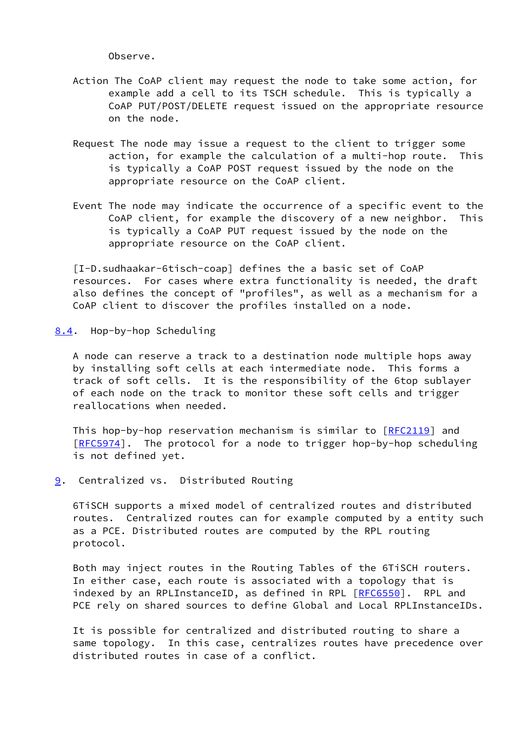Observe.

Action The CoAP client may request the node to take some action, for example add a cell to its TSCH schedule. This is typically a CoAP PUT/POST/DELETE request issued on the appropriate resource on the node.

Request The node may issue a request to the client to trigger some action, for example the calculation of a multi-hop route. This is typically a CoAP POST request issued by the node on the appropriate resource on the CoAP client.

Event The node may indicate the occurrence of a specific event to the CoAP client, for example the discovery of a new neighbor. This is typically a CoAP PUT request issued by the node on the appropriate resource on the CoAP client.

[I-D.sudhaakar-6tisch-coap] defines the a basic set of CoAP resources. For cases where extra functionality is needed, the draft also defines the concept of "profiles", as well as a mechanism for a CoAP client to discover the profiles installed on a node.

### 8.4. Hop-by-hop Scheduling

A node can reserve a track to a destination node multiple hops away by installing soft cells at each intermediate node. This forms a track of soft cells. It is the responsibility of the 6top sublayer of each node on the track to monitor these soft cells and trigger reallocations when needed.

This hop-by-hop reservation mechanism is similar to [RFC2119] and [RFC5974]. The protocol for a node to trigger hop-by-hop scheduling is not defined yet.

## 9. Centralized vs. Distributed Routing

6TiSCH supports a mixed model of centralized routes and distributed routes. Centralized routes can for example computed by a entity such as a PCE. Distributed routes are computed by the RPL routing protocol.

Both may inject routes in the Routing Tables of the 6TiSCH routers. In either case, each route is associated with a topology that is indexed by an RPLInstanceID, as defined in RPL [RFC6550]. RPL and PCE rely on shared sources to define Global and Local RPLInstanceIDs.

It is possible for centralized and distributed routing to share a same topology. In this case, centralizes routes have precedence over distributed routes in case of a conflict.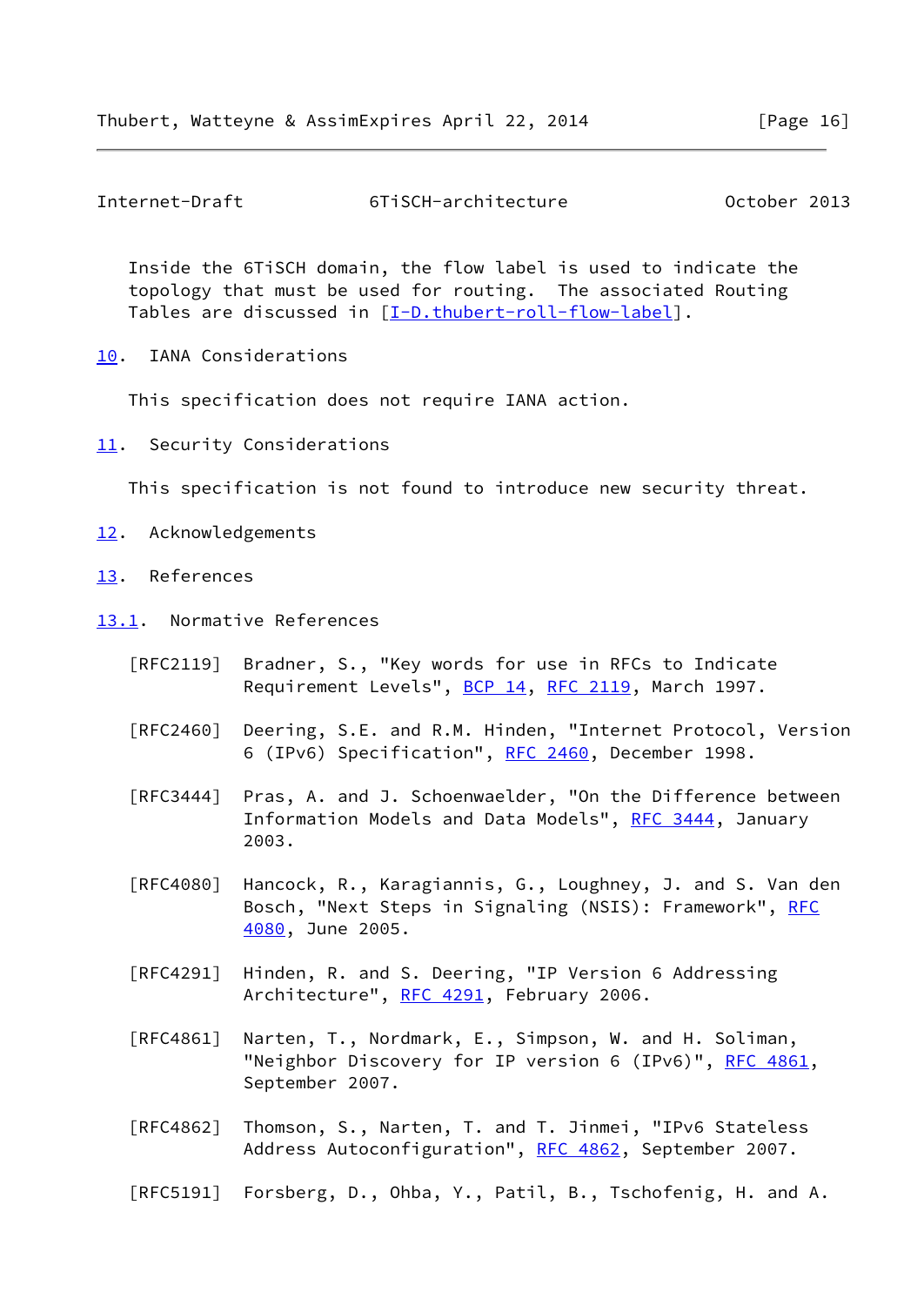Inside the 6TiSCH domain, the flow label is used to indicate the topology that must be used for routing. The associated Routing Tables are discussed in [I-D.thubert-roll-flow-label].

## 10. IANA Considerations

This specification does not require IANA action.

## 11. Security Considerations

This specification is not found to introduce new security threat.

## 12. Acknowledgements

## 13. References

### 13.1. Normative References

[RFC2119] Bradner, S., "Key words for use in RFCs to Indicate Requirement Levels", BCP 14, RFC 2119, March 1997.

[RFC2460] Deering, S.E. and R.M. Hinden, "Internet Protocol, Version 6 (IPv6) Specification", RFC 2460, December 1998.

[RFC3444] Pras, A. and J. Schoenwaelder, "On the Difference between Information Models and Data Models", RFC 3444, January 2003.

[RFC4080] Hancock, R., Karagiannis, G., Loughney, J. and S. Van den Bosch, "Next Steps in Signaling (NSIS): Framework", RFC 4080, June 2005.

[RFC4291] Hinden, R. and S. Deering, "IP Version 6 Addressing Architecture", RFC 4291, February 2006.

[RFC4861] Narten, T., Nordmark, E., Simpson, W. and H. Soliman, "Neighbor Discovery for IP version 6 (IPv6)", RFC 4861, September 2007.

[RFC4862] Thomson, S., Narten, T. and T. Jinmei, "IPv6 Stateless Address Autoconfiguration", RFC 4862, September 2007.

[RFC5191] Forsberg, D., Ohba, Y., Patil, B., Tschofenig, H. and A.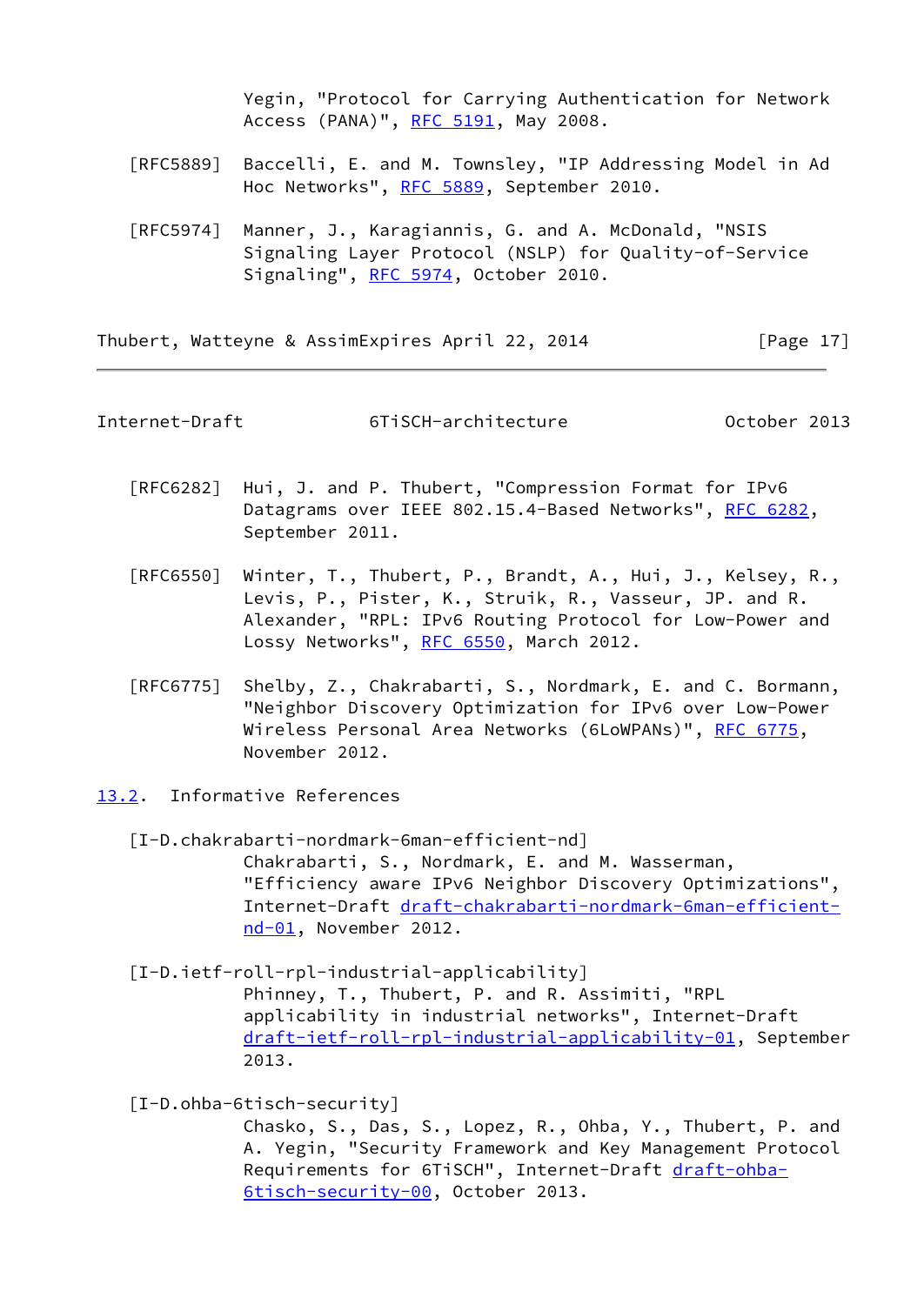Yegin, "Protocol for Carrying Authentication for Network Access (PANA)", RFC 5191, May 2008.

[RFC5889] Baccelli, E. and M. Townsley, "IP Addressing Model in Ad Hoc Networks", RFC 5889, September 2010.

[RFC5974] Manner, J., Karagiannis, G. and A. McDonald, "NSIS Signaling Layer Protocol (NSLP) for Quality-of-Service Signaling", RFC 5974, October 2010.

[RFC6282] Hui, J. and P. Thubert, "Compression Format for IPv6 Datagrams over IEEE 802.15.4-Based Networks", RFC 6282, September 2011.

[RFC6550] Winter, T., Thubert, P., Brandt, A., Hui, J., Kelsey, R., Levis, P., Pister, K., Struik, R., Vasseur, JP. and R. Alexander, "RPL: IPv6 Routing Protocol for Low-Power and Lossy Networks", RFC 6550, March 2012.

[RFC6775] Shelby, Z., Chakrabarti, S., Nordmark, E. and C. Bormann, "Neighbor Discovery Optimization for IPv6 over Low-Power Wireless Personal Area Networks (6LoWPANs)", RFC 6775, November 2012.

## 13.2. Informative References

[I-D.chakrabarti-nordmark-6man-efficient-nd] Chakrabarti, S., Nordmark, E. and M. Wasserman, "Efficiency aware IPv6 Neighbor Discovery Optimizations", Internet-Draft draft-chakrabarti-nordmark-6man-efficient-nd-01, November 2012.

[I-D.ietf-roll-rpl-industrial-applicability] Phinney, T., Thubert, P. and R. Assimiti, "RPL applicability in industrial networks", Internet-Draft draft-ietf-roll-rpl-industrial-applicability-01, September 2013.

[I-D.ohba-6tisch-security] Chasko, S., Das, S., Lopez, R., Ohba, Y., Thubert, P. and A. Yegin, "Security Framework and Key Management Protocol Requirements for 6TiSCH", Internet-Draft draft-ohba-6tisch-security-00, October 2013.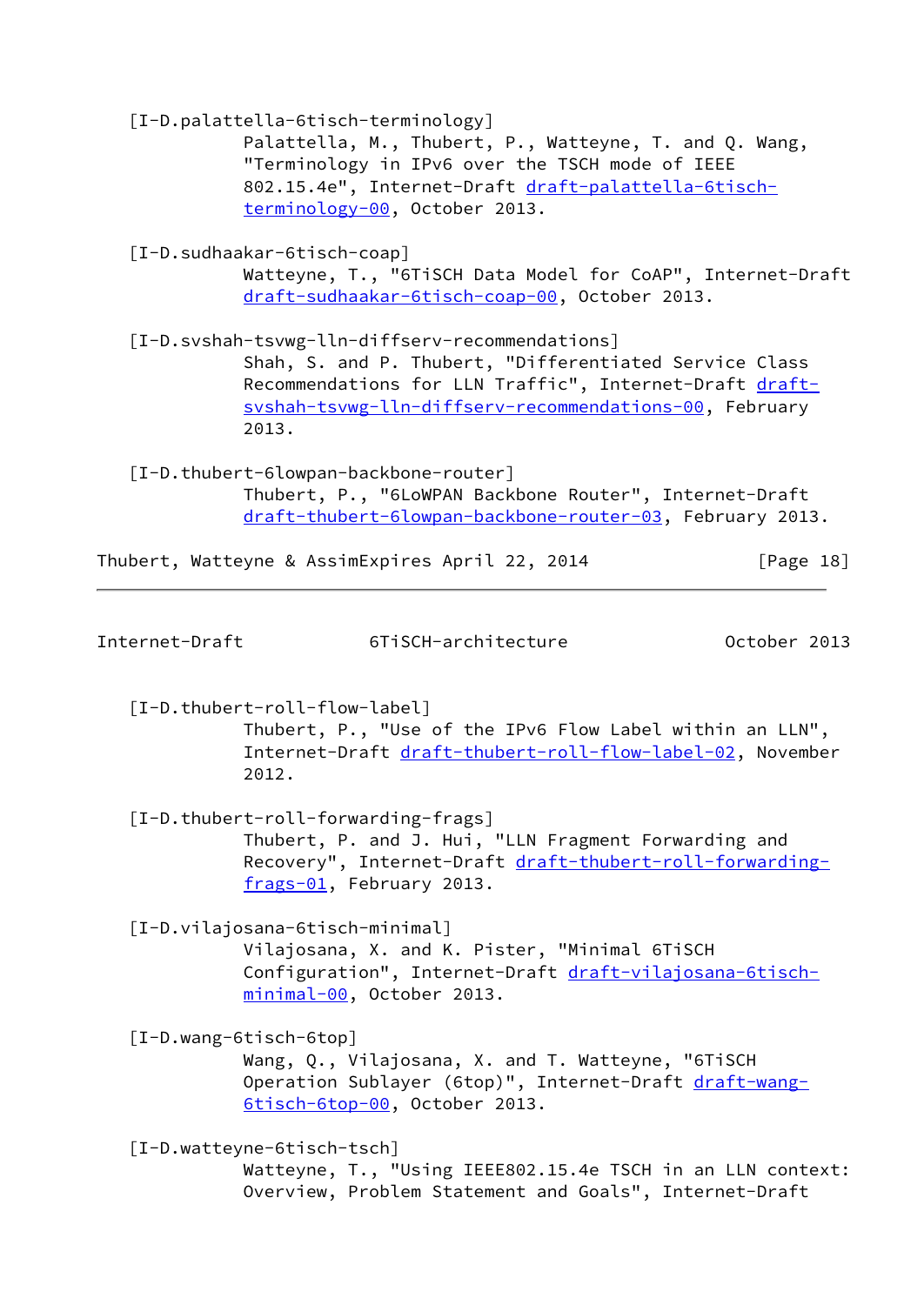[I-D.palattella-6tisch-terminology]
Palattella, M., Thubert, P., Watteyne, T. and Q. Wang, "Terminology in IPv6 over the TSCH mode of IEEE 802.15.4e", Internet-Draft draft-palattella-6tisch-terminology-00, October 2013.

[I-D.sudhaakar-6tisch-coap]
Watteyne, T., "6TiSCH Data Model for CoAP", Internet-Draft draft-sudhaakar-6tisch-coap-00, October 2013.

[I-D.svshah-tsvwg-lln-diffserv-recommendations]
Shah, S. and P. Thubert, "Differentiated Service Class Recommendations for LLN Traffic", Internet-Draft draft-svshah-tsvwg-lln-diffserv-recommendations-00, February 2013.

[I-D.thubert-6lowpan-backbone-router]
Thubert, P., "6LoWPAN Backbone Router", Internet-Draft draft-thubert-6lowpan-backbone-router-03, February 2013.

[I-D.thubert-roll-flow-label]
Thubert, P., "Use of the IPv6 Flow Label within an LLN", Internet-Draft draft-thubert-roll-flow-label-02, November 2012.

[I-D.thubert-roll-forwarding-frags]
Thubert, P. and J. Hui, "LLN Fragment Forwarding and Recovery", Internet-Draft draft-thubert-roll-forwarding-frags-01, February 2013.

[I-D.vilajosana-6tisch-minimal]
Vilajosana, X. and K. Pister, "Minimal 6TiSCH Configuration", Internet-Draft draft-vilajosana-6tisch-minimal-00, October 2013.

[I-D.wang-6tisch-6top]
Wang, Q., Vilajosana, X. and T. Watteyne, "6TiSCH Operation Sublayer (6top)", Internet-Draft draft-wang-6tisch-6top-00, October 2013.

[I-D.watteyne-6tisch-tsch]
Watteyne, T., "Using IEEE802.15.4e TSCH in an LLN context: Overview, Problem Statement and Goals", Internet-Draft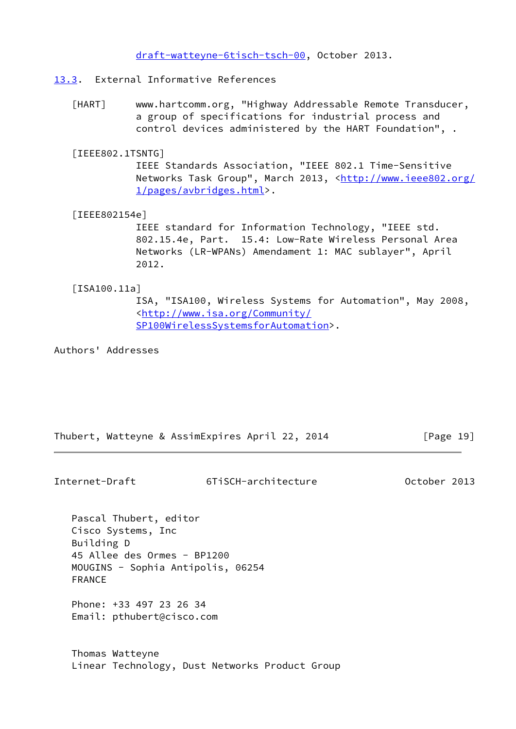draft-watteyne-6tisch-tsch-00, October 2013.

### 13.3. External Informative References

[HART] www.hartcomm.org, "Highway Addressable Remote Transducer, a group of specifications for industrial process and control devices administered by the HART Foundation", .

[IEEE802.1TSNTG] IEEE Standards Association, "IEEE 802.1 Time-Sensitive Networks Task Group", March 2013, <http://www.ieee802.org/1/pages/avbridges.html>.

[IEEE802154e] IEEE standard for Information Technology, "IEEE std. 802.15.4e, Part. 15.4: Low-Rate Wireless Personal Area Networks (LR-WPANs) Amendament 1: MAC sublayer", April 2012.

[ISA100.11a] ISA, "ISA100, Wireless Systems for Automation", May 2008, <http://www.isa.org/Community/SP100WirelessSystemsforAutomation>.

## Authors' Addresses

Pascal Thubert, editor
Cisco Systems, Inc
Building D
45 Allee des Ormes - BP1200
MOUGINS - Sophia Antipolis, 06254
FRANCE

Phone: +33 497 23 26 34
Email: pthubert@cisco.com

Thomas Watteyne
Linear Technology, Dust Networks Product Group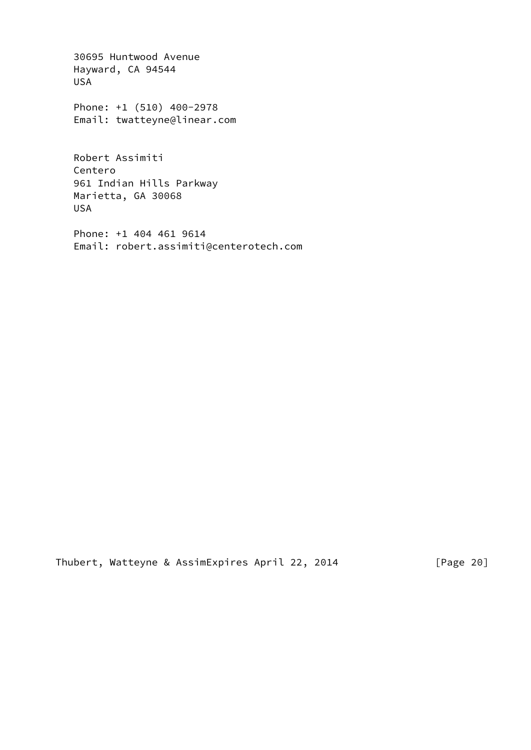30695 Huntwood Avenue
Hayward, CA 94544
USA

Phone: +1 (510) 400-2978
Email: twatteyne@linear.com

Robert Assimiti
Centero
961 Indian Hills Parkway
Marietta, GA 30068
USA

Phone: +1 404 461 9614
Email: robert.assimiti@centerotech.com